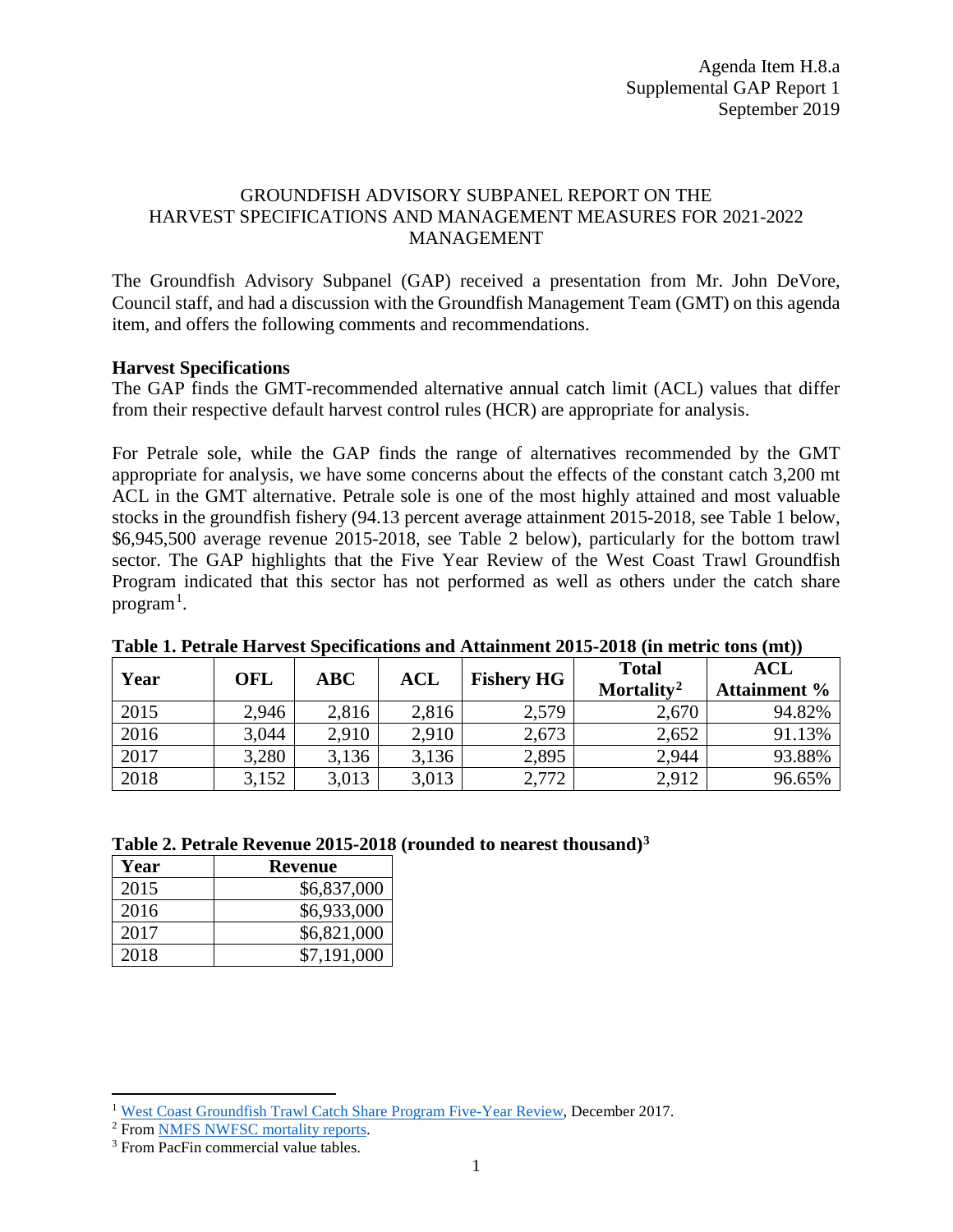Agenda Item H.8.a
Supplemental GAP Report 1
September 2019

# GROUNDFISH ADVISORY SUBPANEL REPORT ON THE HARVEST SPECIFICATIONS AND MANAGEMENT MEASURES FOR 2021-2022 MANAGEMENT

The Groundfish Advisory Subpanel (GAP) received a presentation from Mr. John DeVore, Council staff, and had a discussion with the Groundfish Management Team (GMT) on this agenda item, and offers the following comments and recommendations.

**Harvest Specifications**

The GAP finds the GMT-recommended alternative annual catch limit (ACL) values that differ from their respective default harvest control rules (HCR) are appropriate for analysis.

For Petrale sole, while the GAP finds the range of alternatives recommended by the GMT appropriate for analysis, we have some concerns about the effects of the constant catch 3,200 mt ACL in the GMT alternative. Petrale sole is one of the most highly attained and most valuable stocks in the groundfish fishery (94.13 percent average attainment 2015-2018, see Table 1 below, $6,945,500 average revenue 2015-2018, see Table 2 below), particularly for the bottom trawl sector. The GAP highlights that the Five Year Review of the West Coast Trawl Groundfish Program indicated that this sector has not performed as well as others under the catch share program[1].

**Table 1. Petrale Harvest Specifications and Attainment 2015-2018 (in metric tons (mt))**

| Year | OFL | ABC | ACL | Fishery HG | Total Mortality[2] | ACL Attainment % |
|---|---|---|---|---|---|---|
| 2015 | 2,946 | 2,816 | 2,816 | 2,579 | 2,670 | 94.82% |
| 2016 | 3,044 | 2,910 | 2,910 | 2,673 | 2,652 | 91.13% |
| 2017 | 3,280 | 3,136 | 3,136 | 2,895 | 2,944 | 93.88% |
| 2018 | 3,152 | 3,013 | 3,013 | 2,772 | 2,912 | 96.65% |

**Table 2. Petrale Revenue 2015-2018 (rounded to nearest thousand)[3]**

| Year | Revenue |
|---|---|
| 2015 | $6,837,000 |
| 2016 | $6,933,000 |
| 2017 | $6,821,000 |
| 2018 | $7,191,000 |

---

[1] West Coast Groundfish Trawl Catch Share Program Five-Year Review, December 2017.

[2] From NMFS NWFSC mortality reports.

[3] From PacFin commercial value tables.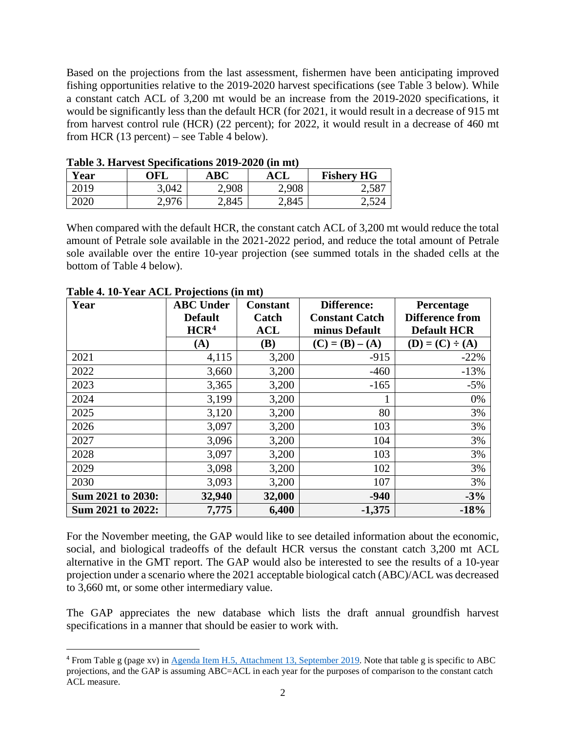Based on the projections from the last assessment, fishermen have been anticipating improved fishing opportunities relative to the 2019-2020 harvest specifications (see Table 3 below). While a constant catch ACL of 3,200 mt would be an increase from the 2019-2020 specifications, it would be significantly less than the default HCR (for 2021, it would result in a decrease of 915 mt from harvest control rule (HCR) (22 percent); for 2022, it would result in a decrease of 460 mt from HCR (13 percent) – see Table 4 below).

**Table 3. Harvest Specifications 2019-2020 (in mt)**

| Year | OFL | ABC | ACL | Fishery HG |
|---|---|---|---|---|
| 2019 | 3,042 | 2,908 | 2,908 | 2,587 |
| 2020 | 2,976 | 2,845 | 2,845 | 2,524 |

When compared with the default HCR, the constant catch ACL of 3,200 mt would reduce the total amount of Petrale sole available in the 2021-2022 period, and reduce the total amount of Petrale sole available over the entire 10-year projection (see summed totals in the shaded cells at the bottom of Table 4 below).

**Table 4. 10-Year ACL Projections (in mt)**

| Year | ABC Under Default HCR[4] | Constant Catch ACL | Difference: Constant Catch minus Default | Percentage Difference from Default HCR |
|---|---|---|---|---|
| | (A) | (B) | (C) = (B) – (A) | (D) = (C) ÷ (A) |
| 2021 | 4,115 | 3,200 | -915 | -22% |
| 2022 | 3,660 | 3,200 | -460 | -13% |
| 2023 | 3,365 | 3,200 | -165 | -5% |
| 2024 | 3,199 | 3,200 | 1 | 0% |
| 2025 | 3,120 | 3,200 | 80 | 3% |
| 2026 | 3,097 | 3,200 | 103 | 3% |
| 2027 | 3,096 | 3,200 | 104 | 3% |
| 2028 | 3,097 | 3,200 | 103 | 3% |
| 2029 | 3,098 | 3,200 | 102 | 3% |
| 2030 | 3,093 | 3,200 | 107 | 3% |
| **Sum 2021 to 2030:** | **32,940** | **32,000** | **-940** | **-3%** |
| **Sum 2021 to 2022:** | **7,775** | **6,400** | **-1,375** | **-18%** |

For the November meeting, the GAP would like to see detailed information about the economic, social, and biological tradeoffs of the default HCR versus the constant catch 3,200 mt ACL alternative in the GMT report. The GAP would also be interested to see the results of a 10-year projection under a scenario where the 2021 acceptable biological catch (ABC)/ACL was decreased to 3,660 mt, or some other intermediary value.

The GAP appreciates the new database which lists the draft annual groundfish harvest specifications in a manner that should be easier to work with.

[4] From Table g (page xv) in Agenda Item H.5, Attachment 13, September 2019. Note that table g is specific to ABC projections, and the GAP is assuming ABC=ACL in each year for the purposes of comparison to the constant catch ACL measure.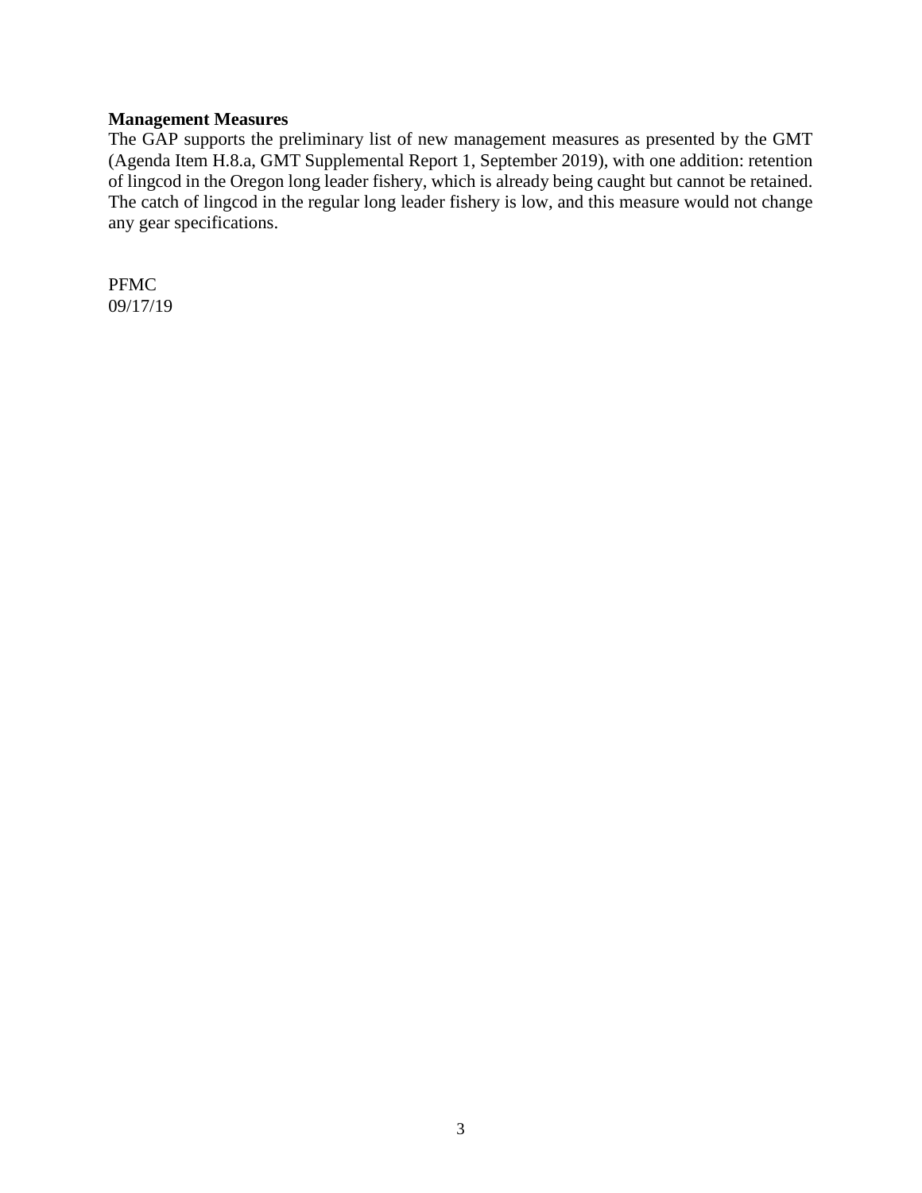**Management Measures**

The GAP supports the preliminary list of new management measures as presented by the GMT (Agenda Item H.8.a, GMT Supplemental Report 1, September 2019), with one addition: retention of lingcod in the Oregon long leader fishery, which is already being caught but cannot be retained. The catch of lingcod in the regular long leader fishery is low, and this measure would not change any gear specifications.

PFMC
09/17/19